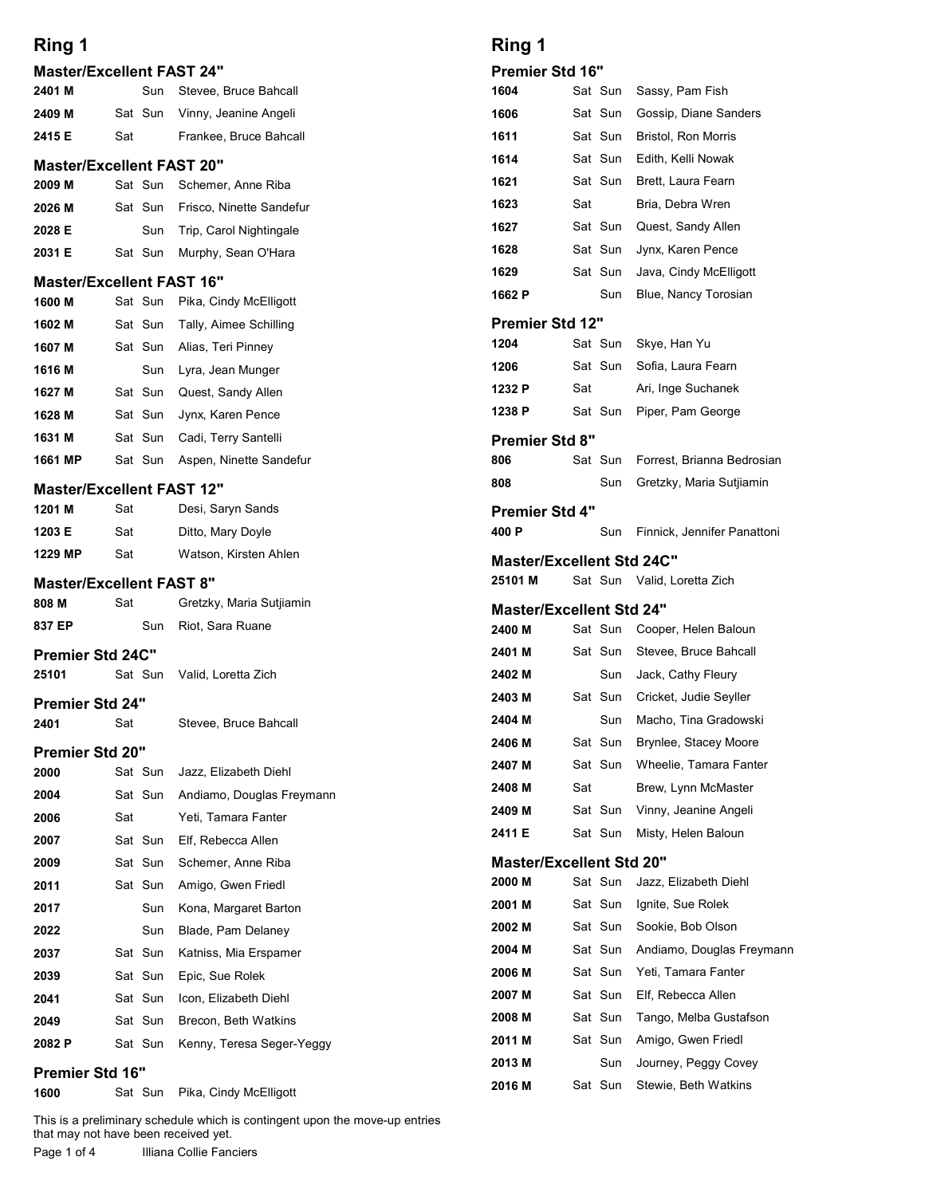# Ring 1

### Master/Excellent FAST 24"

| | | | |
|---|---|---|---|
| 2401 M | | Sun | Stevee, Bruce Bahcall |
| 2409 M | Sat | Sun | Vinny, Jeanine Angeli |
| 2415 E | Sat | | Frankee, Bruce Bahcall |

### Master/Excellent FAST 20"

| | | | |
|---|---|---|---|
| 2009 M | Sat | Sun | Schemer, Anne Riba |
| 2026 M | Sat | Sun | Frisco, Ninette Sandefur |
| 2028 E | | Sun | Trip, Carol Nightingale |
| 2031 E | Sat | Sun | Murphy, Sean O'Hara |

### Master/Excellent FAST 16"

| | | | |
|---|---|---|---|
| 1600 M | Sat | Sun | Pika, Cindy McElligott |
| 1602 M | Sat | Sun | Tally, Aimee Schilling |
| 1607 M | Sat | Sun | Alias, Teri Pinney |
| 1616 M | | Sun | Lyra, Jean Munger |
| 1627 M | Sat | Sun | Quest, Sandy Allen |
| 1628 M | Sat | Sun | Jynx, Karen Pence |
| 1631 M | Sat | Sun | Cadi, Terry Santelli |
| 1661 MP | Sat | Sun | Aspen, Ninette Sandefur |

### Master/Excellent FAST 12"

| | | | |
|---|---|---|---|
| 1201 M | Sat | | Desi, Saryn Sands |
| 1203 E | Sat | | Ditto, Mary Doyle |
| 1229 MP | Sat | | Watson, Kirsten Ahlen |

### Master/Excellent FAST 8"

| | | | |
|---|---|---|---|
| 808 M | Sat | | Gretzky, Maria Sutjiamin |
| 837 EP | | Sun | Riot, Sara Ruane |

### Premier Std 24C"

| | | | |
|---|---|---|---|
| 25101 | Sat | Sun | Valid, Loretta Zich |

### Premier Std 24"

| | | | |
|---|---|---|---|
| 2401 | Sat | | Stevee, Bruce Bahcall |

### Premier Std 20"

| | | | |
|---|---|---|---|
| 2000 | Sat | Sun | Jazz, Elizabeth Diehl |
| 2004 | Sat | Sun | Andiamo, Douglas Freymann |
| 2006 | Sat | | Yeti, Tamara Fanter |
| 2007 | Sat | Sun | Elf, Rebecca Allen |
| 2009 | Sat | Sun | Schemer, Anne Riba |
| 2011 | Sat | Sun | Amigo, Gwen Friedl |
| 2017 | | Sun | Kona, Margaret Barton |
| 2022 | | Sun | Blade, Pam Delaney |
| 2037 | Sat | Sun | Katniss, Mia Erspamer |
| 2039 | Sat | Sun | Epic, Sue Rolek |
| 2041 | Sat | Sun | Icon, Elizabeth Diehl |
| 2049 | Sat | Sun | Brecon, Beth Watkins |
| 2082 P | Sat | Sun | Kenny, Teresa Seger-Yeggy |

### Premier Std 16"

| | | | |
|---|---|---|---|
| 1600 | Sat | Sun | Pika, Cindy McElligott |
| 1604 | Sat | Sun | Sassy, Pam Fish |
| 1606 | Sat | Sun | Gossip, Diane Sanders |
| 1611 | Sat | Sun | Bristol, Ron Morris |
| 1614 | Sat | Sun | Edith, Kelli Nowak |
| 1621 | Sat | Sun | Brett, Laura Fearn |
| 1623 | Sat | | Bria, Debra Wren |
| 1627 | Sat | Sun | Quest, Sandy Allen |
| 1628 | Sat | Sun | Jynx, Karen Pence |
| 1629 | Sat | Sun | Java, Cindy McElligott |
| 1662 P | | Sun | Blue, Nancy Torosian |

### Premier Std 12"

| | | | |
|---|---|---|---|
| 1204 | Sat | Sun | Skye, Han Yu |
| 1206 | Sat | Sun | Sofia, Laura Fearn |
| 1232 P | Sat | | Ari, Inge Suchanek |
| 1238 P | Sat | Sun | Piper, Pam George |

### Premier Std 8"

| | | | |
|---|---|---|---|
| 806 | Sat | Sun | Forrest, Brianna Bedrosian |
| 808 | | Sun | Gretzky, Maria Sutjiamin |

### Premier Std 4"

| | | | |
|---|---|---|---|
| 400 P | | Sun | Finnick, Jennifer Panattoni |

### Master/Excellent Std 24C"

| | | | |
|---|---|---|---|
| 25101 M | Sat | Sun | Valid, Loretta Zich |

### Master/Excellent Std 24"

| | | | |
|---|---|---|---|
| 2400 M | Sat | Sun | Cooper, Helen Baloun |
| 2401 M | Sat | Sun | Stevee, Bruce Bahcall |
| 2402 M | | Sun | Jack, Cathy Fleury |
| 2403 M | Sat | Sun | Cricket, Judie Seyller |
| 2404 M | | Sun | Macho, Tina Gradowski |
| 2406 M | Sat | Sun | Brynlee, Stacey Moore |
| 2407 M | Sat | Sun | Wheelie, Tamara Fanter |
| 2408 M | Sat | | Brew, Lynn McMaster |
| 2409 M | Sat | Sun | Vinny, Jeanine Angeli |
| 2411 E | Sat | Sun | Misty, Helen Baloun |

### Master/Excellent Std 20"

| | | | |
|---|---|---|---|
| 2000 M | Sat | Sun | Jazz, Elizabeth Diehl |
| 2001 M | Sat | Sun | Ignite, Sue Rolek |
| 2002 M | Sat | Sun | Sookie, Bob Olson |
| 2004 M | Sat | Sun | Andiamo, Douglas Freymann |
| 2006 M | Sat | Sun | Yeti, Tamara Fanter |
| 2007 M | Sat | Sun | Elf, Rebecca Allen |
| 2008 M | Sat | Sun | Tango, Melba Gustafson |
| 2011 M | Sat | Sun | Amigo, Gwen Friedl |
| 2013 M | | Sun | Journey, Peggy Covey |
| 2016 M | Sat | Sun | Stewie, Beth Watkins |

This is a preliminary schedule which is contingent upon the move-up entries that may not have been received yet.

Illiana Collie Fanciers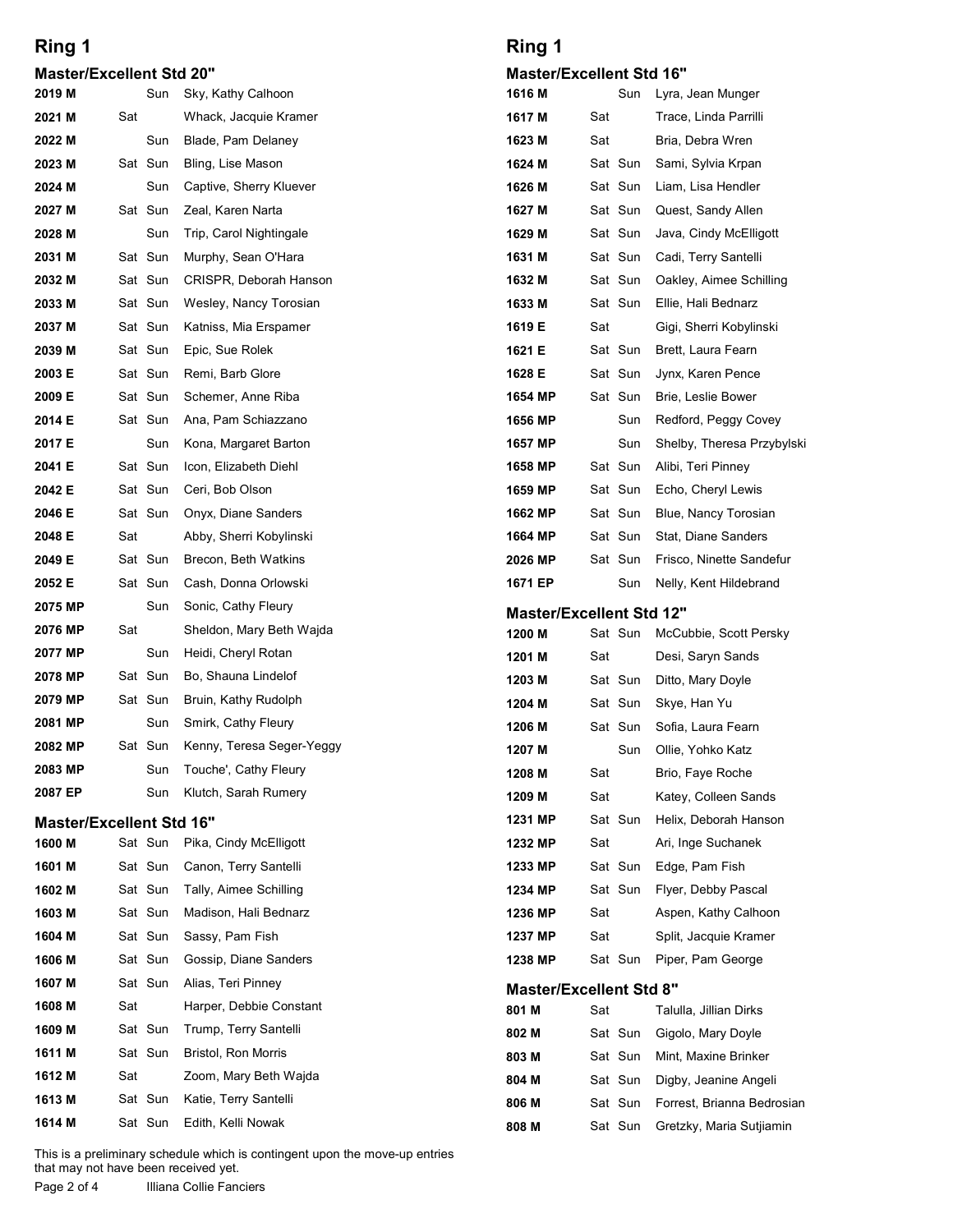# Ring 1

## Master/Excellent Std 20"

| | | | |
|---|---|---|---|
| 2019 M | | Sun | Sky, Kathy Calhoon |
| 2021 M | Sat | | Whack, Jacquie Kramer |
| 2022 M | | Sun | Blade, Pam Delaney |
| 2023 M | Sat | Sun | Bling, Lise Mason |
| 2024 M | | Sun | Captive, Sherry Kluever |
| 2027 M | Sat | Sun | Zeal, Karen Narta |
| 2028 M | | Sun | Trip, Carol Nightingale |
| 2031 M | Sat | Sun | Murphy, Sean O'Hara |
| 2032 M | Sat | Sun | CRISPR, Deborah Hanson |
| 2033 M | Sat | Sun | Wesley, Nancy Torosian |
| 2037 M | Sat | Sun | Katniss, Mia Erspamer |
| 2039 M | Sat | Sun | Epic, Sue Rolek |
| 2003 E | Sat | Sun | Remi, Barb Glore |
| 2009 E | Sat | Sun | Schemer, Anne Riba |
| 2014 E | Sat | Sun | Ana, Pam Schiazzano |
| 2017 E | | Sun | Kona, Margaret Barton |
| 2041 E | Sat | Sun | Icon, Elizabeth Diehl |
| 2042 E | Sat | Sun | Ceri, Bob Olson |
| 2046 E | Sat | Sun | Onyx, Diane Sanders |
| 2048 E | Sat | | Abby, Sherri Kobylinski |
| 2049 E | Sat | Sun | Brecon, Beth Watkins |
| 2052 E | Sat | Sun | Cash, Donna Orlowski |
| 2075 MP | | Sun | Sonic, Cathy Fleury |
| 2076 MP | Sat | | Sheldon, Mary Beth Wajda |
| 2077 MP | | Sun | Heidi, Cheryl Rotan |
| 2078 MP | Sat | Sun | Bo, Shauna Lindelof |
| 2079 MP | Sat | Sun | Bruin, Kathy Rudolph |
| 2081 MP | | Sun | Smirk, Cathy Fleury |
| 2082 MP | Sat | Sun | Kenny, Teresa Seger-Yeggy |
| 2083 MP | | Sun | Touche', Cathy Fleury |
| 2087 EP | | Sun | Klutch, Sarah Rumery |

## Master/Excellent Std 16"

| | | | |
|---|---|---|---|
| 1600 M | Sat | Sun | Pika, Cindy McElligott |
| 1601 M | Sat | Sun | Canon, Terry Santelli |
| 1602 M | Sat | Sun | Tally, Aimee Schilling |
| 1603 M | Sat | Sun | Madison, Hali Bednarz |
| 1604 M | Sat | Sun | Sassy, Pam Fish |
| 1606 M | Sat | Sun | Gossip, Diane Sanders |
| 1607 M | Sat | Sun | Alias, Teri Pinney |
| 1608 M | Sat | | Harper, Debbie Constant |
| 1609 M | Sat | Sun | Trump, Terry Santelli |
| 1611 M | Sat | Sun | Bristol, Ron Morris |
| 1612 M | Sat | | Zoom, Mary Beth Wajda |
| 1613 M | Sat | Sun | Katie, Terry Santelli |
| 1614 M | Sat | Sun | Edith, Kelli Nowak |

This is a preliminary schedule which is contingent upon the move-up entries that may not have been received yet.

# Ring 1

## Master/Excellent Std 16"

| | | | |
|---|---|---|---|
| 1616 M | | Sun | Lyra, Jean Munger |
| 1617 M | Sat | | Trace, Linda Parrilli |
| 1623 M | Sat | | Bria, Debra Wren |
| 1624 M | Sat | Sun | Sami, Sylvia Krpan |
| 1626 M | Sat | Sun | Liam, Lisa Hendler |
| 1627 M | Sat | Sun | Quest, Sandy Allen |
| 1629 M | Sat | Sun | Java, Cindy McElligott |
| 1631 M | Sat | Sun | Cadi, Terry Santelli |
| 1632 M | Sat | Sun | Oakley, Aimee Schilling |
| 1633 M | Sat | Sun | Ellie, Hali Bednarz |
| 1619 E | Sat | | Gigi, Sherri Kobylinski |
| 1621 E | Sat | Sun | Brett, Laura Fearn |
| 1628 E | Sat | Sun | Jynx, Karen Pence |
| 1654 MP | Sat | Sun | Brie, Leslie Bower |
| 1656 MP | | Sun | Redford, Peggy Covey |
| 1657 MP | | Sun | Shelby, Theresa Przybylski |
| 1658 MP | Sat | Sun | Alibi, Teri Pinney |
| 1659 MP | Sat | Sun | Echo, Cheryl Lewis |
| 1662 MP | Sat | Sun | Blue, Nancy Torosian |
| 1664 MP | Sat | Sun | Stat, Diane Sanders |
| 2026 MP | Sat | Sun | Frisco, Ninette Sandefur |
| 1671 EP | | Sun | Nelly, Kent Hildebrand |

## Master/Excellent Std 12"

| | | | |
|---|---|---|---|
| 1200 M | Sat | Sun | McCubbie, Scott Persky |
| 1201 M | Sat | | Desi, Saryn Sands |
| 1203 M | Sat | Sun | Ditto, Mary Doyle |
| 1204 M | Sat | Sun | Skye, Han Yu |
| 1206 M | Sat | Sun | Sofia, Laura Fearn |
| 1207 M | | Sun | Ollie, Yohko Katz |
| 1208 M | Sat | | Brio, Faye Roche |
| 1209 M | Sat | | Katey, Colleen Sands |
| 1231 MP | Sat | Sun | Helix, Deborah Hanson |
| 1232 MP | Sat | | Ari, Inge Suchanek |
| 1233 MP | Sat | Sun | Edge, Pam Fish |
| 1234 MP | Sat | Sun | Flyer, Debby Pascal |
| 1236 MP | Sat | | Aspen, Kathy Calhoon |
| 1237 MP | Sat | | Split, Jacquie Kramer |
| 1238 MP | Sat | Sun | Piper, Pam George |

## Master/Excellent Std 8"

| | | | |
|---|---|---|---|
| 801 M | Sat | | Talulla, Jillian Dirks |
| 802 M | Sat | Sun | Gigolo, Mary Doyle |
| 803 M | Sat | Sun | Mint, Maxine Brinker |
| 804 M | Sat | Sun | Digby, Jeanine Angeli |
| 806 M | Sat | Sun | Forrest, Brianna Bedrosian |
| 808 M | Sat | Sun | Gretzky, Maria Sutjiamin |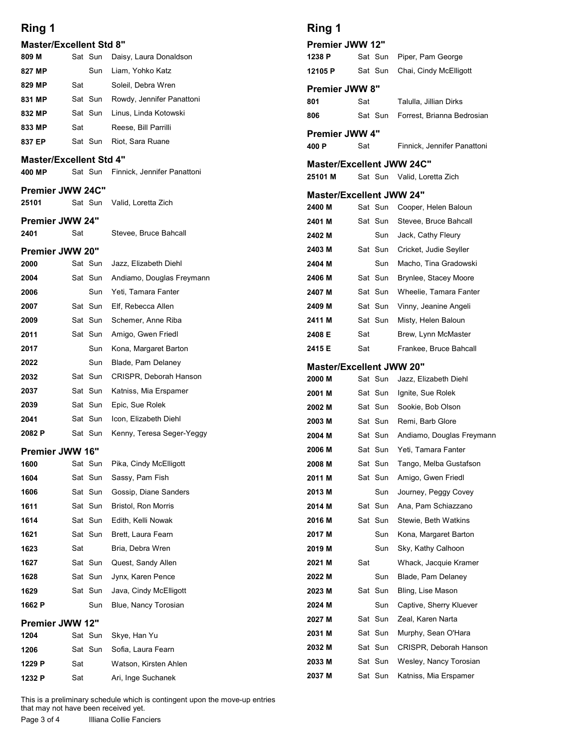## Ring 1

### Master/Excellent Std 8"

| | | | |
|---|---|---|---|
| 809 M | Sat | Sun | Daisy, Laura Donaldson |
| 827 MP | | Sun | Liam, Yohko Katz |
| 829 MP | Sat | | Soleil, Debra Wren |
| 831 MP | Sat | Sun | Rowdy, Jennifer Panattoni |
| 832 MP | Sat | Sun | Linus, Linda Kotowski |
| 833 MP | Sat | | Reese, Bill Parrilli |
| 837 EP | Sat | Sun | Riot, Sara Ruane |

### Master/Excellent Std 4"

| | | | |
|---|---|---|---|
| 400 MP | Sat | Sun | Finnick, Jennifer Panattoni |

### Premier JWW 24C"

| | | | |
|---|---|---|---|
| 25101 | Sat | Sun | Valid, Loretta Zich |

### Premier JWW 24"

| | | | |
|---|---|---|---|
| 2401 | Sat | | Stevee, Bruce Bahcall |

### Premier JWW 20"

| | | | |
|---|---|---|---|
| 2000 | Sat | Sun | Jazz, Elizabeth Diehl |
| 2004 | Sat | Sun | Andiamo, Douglas Freymann |
| 2006 | | Sun | Yeti, Tamara Fanter |
| 2007 | Sat | Sun | Elf, Rebecca Allen |
| 2009 | Sat | Sun | Schemer, Anne Riba |
| 2011 | Sat | Sun | Amigo, Gwen Friedl |
| 2017 | | Sun | Kona, Margaret Barton |
| 2022 | | Sun | Blade, Pam Delaney |
| 2032 | Sat | Sun | CRISPR, Deborah Hanson |
| 2037 | Sat | Sun | Katniss, Mia Erspamer |
| 2039 | Sat | Sun | Epic, Sue Rolek |
| 2041 | Sat | Sun | Icon, Elizabeth Diehl |
| 2082 P | Sat | Sun | Kenny, Teresa Seger-Yeggy |

### Premier JWW 16"

| | | | |
|---|---|---|---|
| 1600 | Sat | Sun | Pika, Cindy McElligott |
| 1604 | Sat | Sun | Sassy, Pam Fish |
| 1606 | Sat | Sun | Gossip, Diane Sanders |
| 1611 | Sat | Sun | Bristol, Ron Morris |
| 1614 | Sat | Sun | Edith, Kelli Nowak |
| 1621 | Sat | Sun | Brett, Laura Fearn |
| 1623 | Sat | | Bria, Debra Wren |
| 1627 | Sat | Sun | Quest, Sandy Allen |
| 1628 | Sat | Sun | Jynx, Karen Pence |
| 1629 | Sat | Sun | Java, Cindy McElligott |
| 1662 P | | Sun | Blue, Nancy Torosian |

### Premier JWW 12"

| | | | |
|---|---|---|---|
| 1204 | Sat | Sun | Skye, Han Yu |
| 1206 | Sat | Sun | Sofia, Laura Fearn |
| 1229 P | Sat | | Watson, Kirsten Ahlen |
| 1232 P | Sat | | Ari, Inge Suchanek |
| 1238 P | Sat | Sun | Piper, Pam George |
| 12105 P | Sat | Sun | Chai, Cindy McElligott |

### Premier JWW 8"

| | | | |
|---|---|---|---|
| 801 | Sat | | Talulla, Jillian Dirks |
| 806 | Sat | Sun | Forrest, Brianna Bedrosian |

### Premier JWW 4"

| | | | |
|---|---|---|---|
| 400 P | Sat | | Finnick, Jennifer Panattoni |

### Master/Excellent JWW 24C"

| | | | |
|---|---|---|---|
| 25101 M | Sat | Sun | Valid, Loretta Zich |

### Master/Excellent JWW 24"

| | | | |
|---|---|---|---|
| 2400 M | Sat | Sun | Cooper, Helen Baloun |
| 2401 M | Sat | Sun | Stevee, Bruce Bahcall |
| 2402 M | | Sun | Jack, Cathy Fleury |
| 2403 M | Sat | Sun | Cricket, Judie Seyller |
| 2404 M | | Sun | Macho, Tina Gradowski |
| 2406 M | Sat | Sun | Brynlee, Stacey Moore |
| 2407 M | Sat | Sun | Wheelie, Tamara Fanter |
| 2409 M | Sat | Sun | Vinny, Jeanine Angeli |
| 2411 M | Sat | Sun | Misty, Helen Baloun |
| 2408 E | Sat | | Brew, Lynn McMaster |
| 2415 E | Sat | | Frankee, Bruce Bahcall |

### Master/Excellent JWW 20"

| | | | |
|---|---|---|---|
| 2000 M | Sat | Sun | Jazz, Elizabeth Diehl |
| 2001 M | Sat | Sun | Ignite, Sue Rolek |
| 2002 M | Sat | Sun | Sookie, Bob Olson |
| 2003 M | Sat | Sun | Remi, Barb Glore |
| 2004 M | Sat | Sun | Andiamo, Douglas Freymann |
| 2006 M | Sat | Sun | Yeti, Tamara Fanter |
| 2008 M | Sat | Sun | Tango, Melba Gustafson |
| 2011 M | Sat | Sun | Amigo, Gwen Friedl |
| 2013 M | | Sun | Journey, Peggy Covey |
| 2014 M | Sat | Sun | Ana, Pam Schiazzano |
| 2016 M | Sat | Sun | Stewie, Beth Watkins |
| 2017 M | | Sun | Kona, Margaret Barton |
| 2019 M | | Sun | Sky, Kathy Calhoon |
| 2021 M | Sat | | Whack, Jacquie Kramer |
| 2022 M | | Sun | Blade, Pam Delaney |
| 2023 M | Sat | Sun | Bling, Lise Mason |
| 2024 M | | Sun | Captive, Sherry Kluever |
| 2027 M | Sat | Sun | Zeal, Karen Narta |
| 2031 M | Sat | Sun | Murphy, Sean O'Hara |
| 2032 M | Sat | Sun | CRISPR, Deborah Hanson |
| 2033 M | Sat | Sun | Wesley, Nancy Torosian |
| 2037 M | Sat | Sun | Katniss, Mia Erspamer |

This is a preliminary schedule which is contingent upon the move-up entries that may not have been received yet.

Illiana Collie Fanciers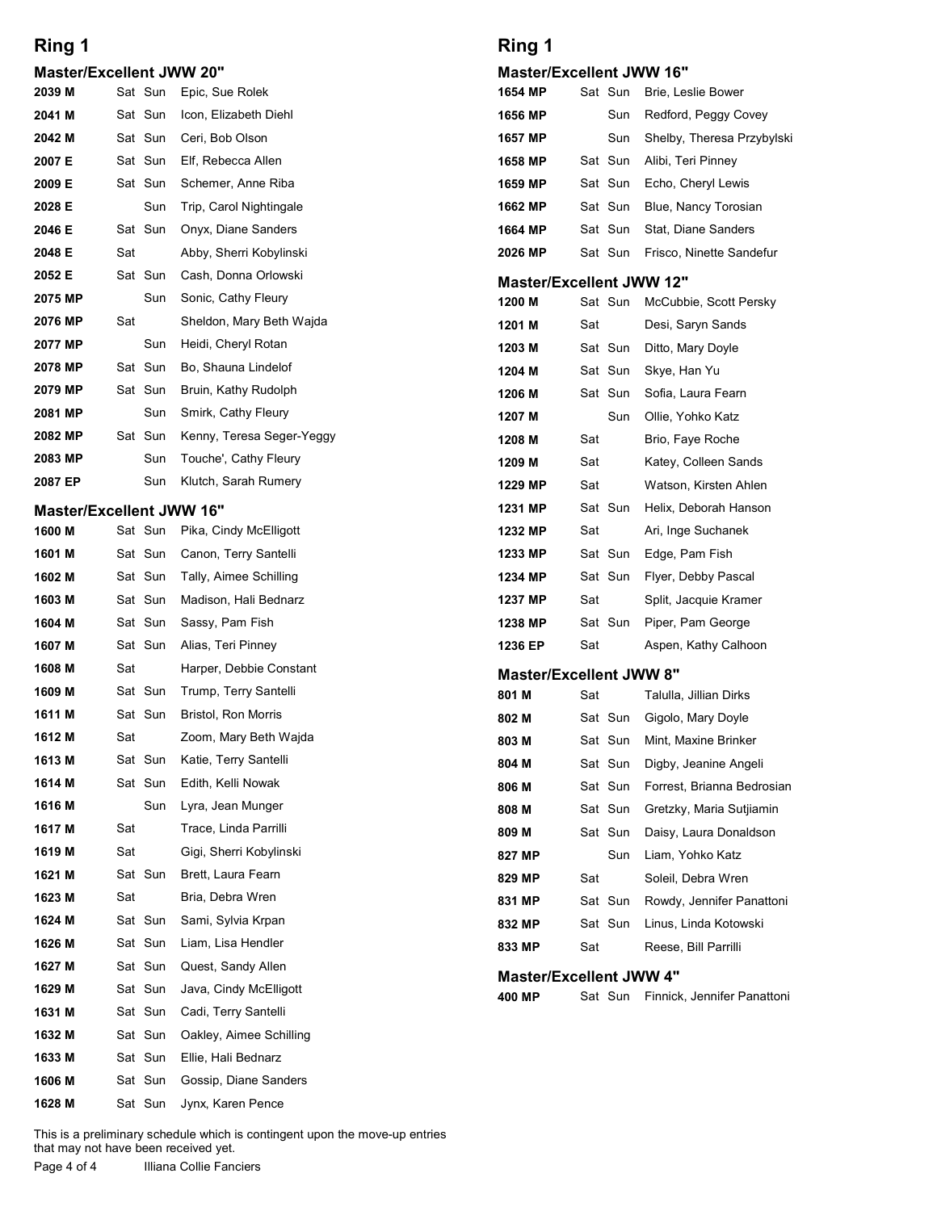## Ring 1

### Master/Excellent JWW 20"

| | | | |
|---|---|---|---|
| 2039 M | Sat | Sun | Epic, Sue Rolek |
| 2041 M | Sat | Sun | Icon, Elizabeth Diehl |
| 2042 M | Sat | Sun | Ceri, Bob Olson |
| 2007 E | Sat | Sun | Elf, Rebecca Allen |
| 2009 E | Sat | Sun | Schemer, Anne Riba |
| 2028 E | | Sun | Trip, Carol Nightingale |
| 2046 E | Sat | Sun | Onyx, Diane Sanders |
| 2048 E | Sat | | Abby, Sherri Kobylinski |
| 2052 E | Sat | Sun | Cash, Donna Orlowski |
| 2075 MP | | Sun | Sonic, Cathy Fleury |
| 2076 MP | Sat | | Sheldon, Mary Beth Wajda |
| 2077 MP | | Sun | Heidi, Cheryl Rotan |
| 2078 MP | Sat | Sun | Bo, Shauna Lindelof |
| 2079 MP | Sat | Sun | Bruin, Kathy Rudolph |
| 2081 MP | | Sun | Smirk, Cathy Fleury |
| 2082 MP | Sat | Sun | Kenny, Teresa Seger-Yeggy |
| 2083 MP | | Sun | Touche', Cathy Fleury |
| 2087 EP | | Sun | Klutch, Sarah Rumery |

### Master/Excellent JWW 16"

| | | | |
|---|---|---|---|
| 1600 M | Sat | Sun | Pika, Cindy McElligott |
| 1601 M | Sat | Sun | Canon, Terry Santelli |
| 1602 M | Sat | Sun | Tally, Aimee Schilling |
| 1603 M | Sat | Sun | Madison, Hali Bednarz |
| 1604 M | Sat | Sun | Sassy, Pam Fish |
| 1607 M | Sat | Sun | Alias, Teri Pinney |
| 1608 M | Sat | | Harper, Debbie Constant |
| 1609 M | Sat | Sun | Trump, Terry Santelli |
| 1611 M | Sat | Sun | Bristol, Ron Morris |
| 1612 M | Sat | | Zoom, Mary Beth Wajda |
| 1613 M | Sat | Sun | Katie, Terry Santelli |
| 1614 M | Sat | Sun | Edith, Kelli Nowak |
| 1616 M | | Sun | Lyra, Jean Munger |
| 1617 M | Sat | | Trace, Linda Parrilli |
| 1619 M | Sat | | Gigi, Sherri Kobylinski |
| 1621 M | Sat | Sun | Brett, Laura Fearn |
| 1623 M | Sat | | Bria, Debra Wren |
| 1624 M | Sat | Sun | Sami, Sylvia Krpan |
| 1626 M | Sat | Sun | Liam, Lisa Hendler |
| 1627 M | Sat | Sun | Quest, Sandy Allen |
| 1629 M | Sat | Sun | Java, Cindy McElligott |
| 1631 M | Sat | Sun | Cadi, Terry Santelli |
| 1632 M | Sat | Sun | Oakley, Aimee Schilling |
| 1633 M | Sat | Sun | Ellie, Hali Bednarz |
| 1606 M | Sat | Sun | Gossip, Diane Sanders |
| 1628 M | Sat | Sun | Jynx, Karen Pence |

This is a preliminary schedule which is contingent upon the move-up entries that may not have been received yet.

Illiana Collie Fanciers

## Ring 1

### Master/Excellent JWW 16"

| | | | |
|---|---|---|---|
| 1654 MP | Sat | Sun | Brie, Leslie Bower |
| 1656 MP | | Sun | Redford, Peggy Covey |
| 1657 MP | | Sun | Shelby, Theresa Przybylski |
| 1658 MP | Sat | Sun | Alibi, Teri Pinney |
| 1659 MP | Sat | Sun | Echo, Cheryl Lewis |
| 1662 MP | Sat | Sun | Blue, Nancy Torosian |
| 1664 MP | Sat | Sun | Stat, Diane Sanders |
| 2026 MP | Sat | Sun | Frisco, Ninette Sandefur |

### Master/Excellent JWW 12"

| | | | |
|---|---|---|---|
| 1200 M | Sat | Sun | McCubbie, Scott Persky |
| 1201 M | Sat | | Desi, Saryn Sands |
| 1203 M | Sat | Sun | Ditto, Mary Doyle |
| 1204 M | Sat | Sun | Skye, Han Yu |
| 1206 M | Sat | Sun | Sofia, Laura Fearn |
| 1207 M | | Sun | Ollie, Yohko Katz |
| 1208 M | Sat | | Brio, Faye Roche |
| 1209 M | Sat | | Katey, Colleen Sands |
| 1229 MP | Sat | | Watson, Kirsten Ahlen |
| 1231 MP | Sat | Sun | Helix, Deborah Hanson |
| 1232 MP | Sat | | Ari, Inge Suchanek |
| 1233 MP | Sat | Sun | Edge, Pam Fish |
| 1234 MP | Sat | Sun | Flyer, Debby Pascal |
| 1237 MP | Sat | | Split, Jacquie Kramer |
| 1238 MP | Sat | Sun | Piper, Pam George |
| 1236 EP | Sat | | Aspen, Kathy Calhoon |

### Master/Excellent JWW 8"

| | | | |
|---|---|---|---|
| 801 M | Sat | | Talulla, Jillian Dirks |
| 802 M | Sat | Sun | Gigolo, Mary Doyle |
| 803 M | Sat | Sun | Mint, Maxine Brinker |
| 804 M | Sat | Sun | Digby, Jeanine Angeli |
| 806 M | Sat | Sun | Forrest, Brianna Bedrosian |
| 808 M | Sat | Sun | Gretzky, Maria Sutjiamin |
| 809 M | Sat | Sun | Daisy, Laura Donaldson |
| 827 MP | | Sun | Liam, Yohko Katz |
| 829 MP | Sat | | Soleil, Debra Wren |
| 831 MP | Sat | Sun | Rowdy, Jennifer Panattoni |
| 832 MP | Sat | Sun | Linus, Linda Kotowski |
| 833 MP | Sat | | Reese, Bill Parrilli |

### Master/Excellent JWW 4"

| | | | |
|---|---|---|---|
| 400 MP | Sat | Sun | Finnick, Jennifer Panattoni |